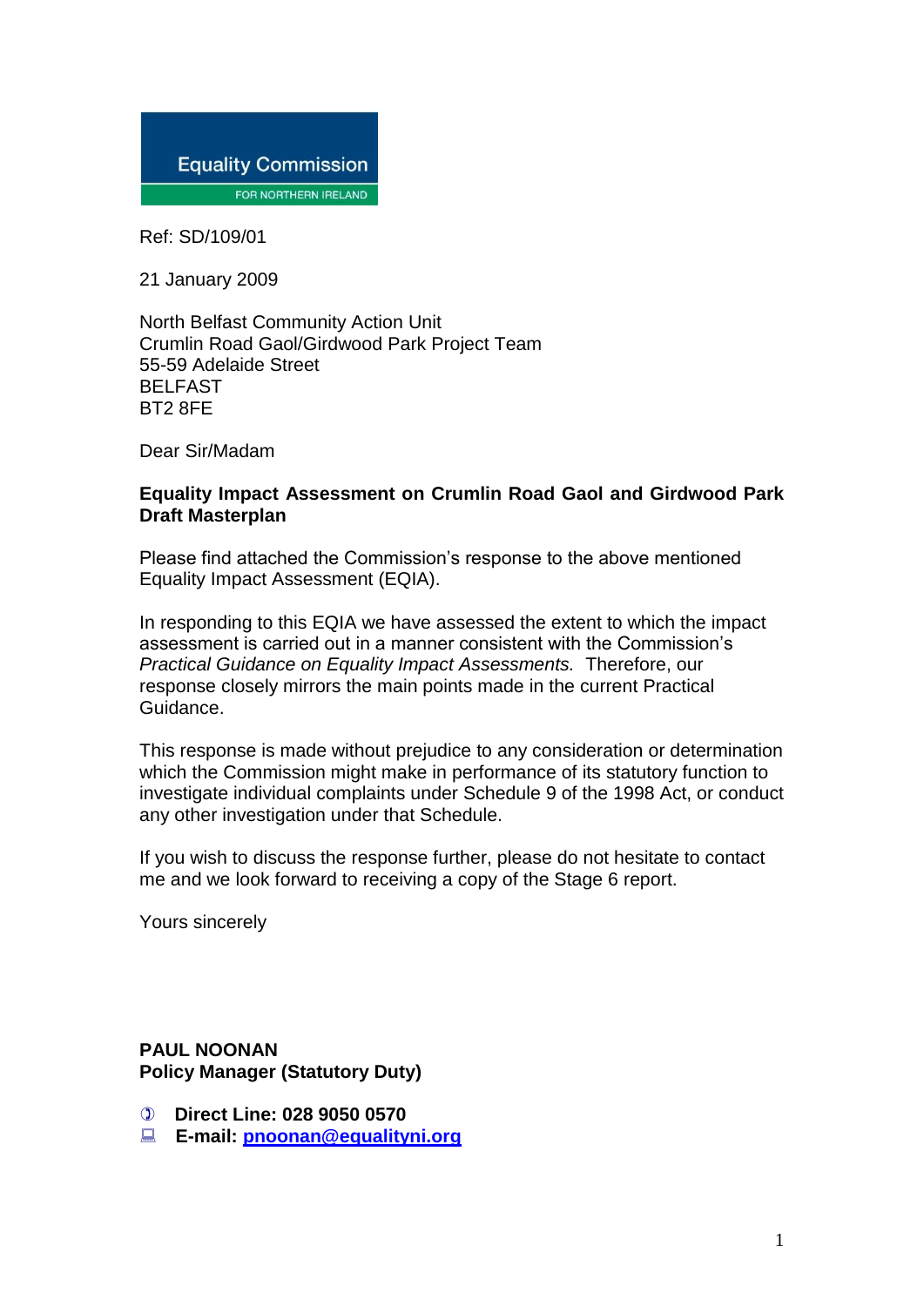Equality Commission

FOR NORTHERN IRELAND

Ref: SD/109/01

21 January 2009

North Belfast Community Action Unit
Crumlin Road Gaol/Girdwood Park Project Team
55-59 Adelaide Street
BELFAST
BT2 8FE

Dear Sir/Madam

**Equality Impact Assessment on Crumlin Road Gaol and Girdwood Park Draft Masterplan**

Please find attached the Commission's response to the above mentioned Equality Impact Assessment (EQIA).

In responding to this EQIA we have assessed the extent to which the impact assessment is carried out in a manner consistent with the Commission's *Practical Guidance on Equality Impact Assessments.* Therefore, our response closely mirrors the main points made in the current Practical Guidance.

This response is made without prejudice to any consideration or determination which the Commission might make in performance of its statutory function to investigate individual complaints under Schedule 9 of the 1998 Act, or conduct any other investigation under that Schedule.

If you wish to discuss the response further, please do not hesitate to contact me and we look forward to receiving a copy of the Stage 6 report.

Yours sincerely

**PAUL NOONAN**
**Policy Manager (Statutory Duty)**

**Direct Line: 028 9050 0570**
**E-mail: pnoonan@equalityni.org**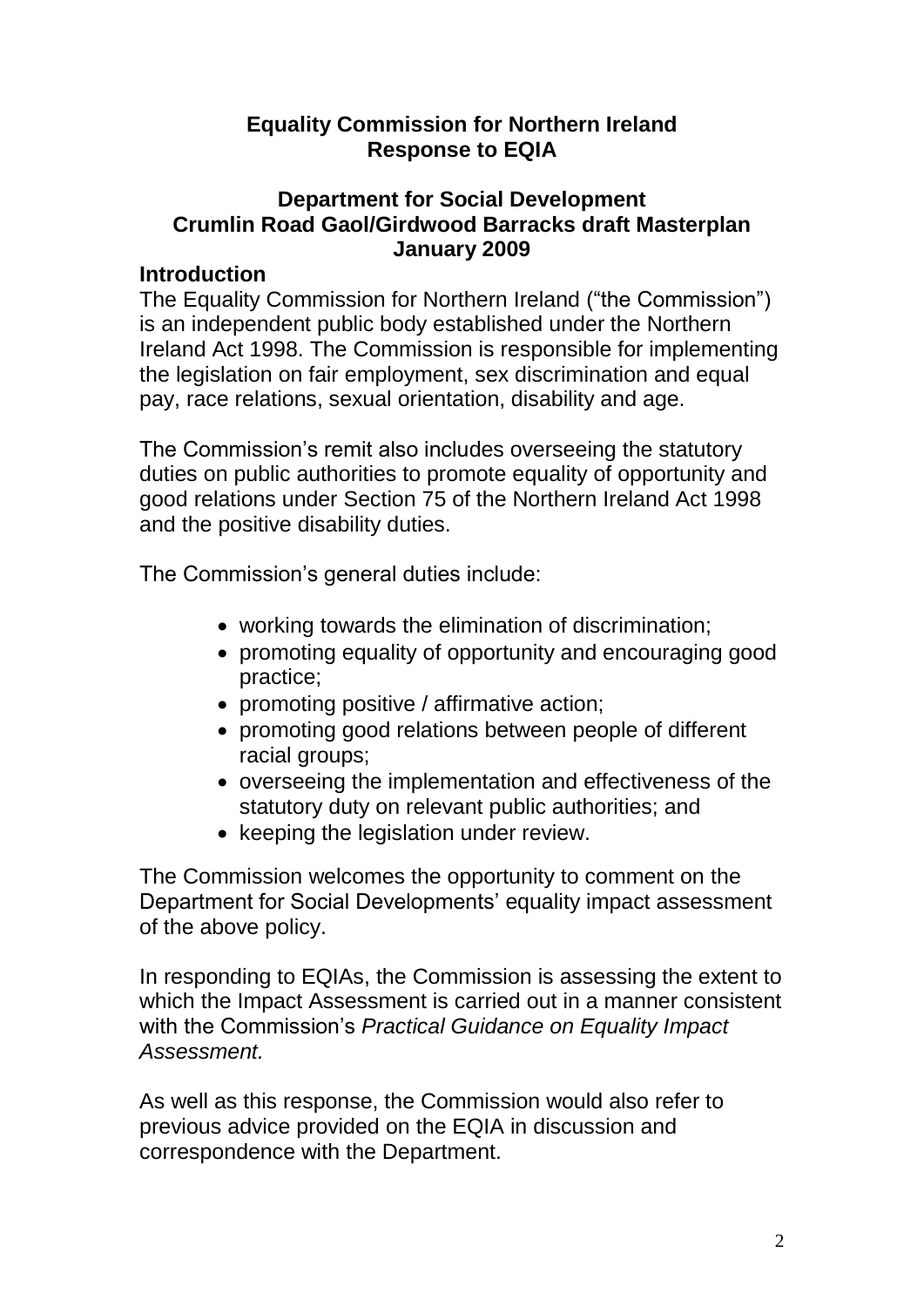**Equality Commission for Northern Ireland**
**Response to EQIA**

**Department for Social Development**
**Crumlin Road Gaol/Girdwood Barracks draft Masterplan**
**January 2009**

## Introduction

The Equality Commission for Northern Ireland ("the Commission") is an independent public body established under the Northern Ireland Act 1998. The Commission is responsible for implementing the legislation on fair employment, sex discrimination and equal pay, race relations, sexual orientation, disability and age.

The Commission's remit also includes overseeing the statutory duties on public authorities to promote equality of opportunity and good relations under Section 75 of the Northern Ireland Act 1998 and the positive disability duties.

The Commission's general duties include:

- working towards the elimination of discrimination;
- promoting equality of opportunity and encouraging good practice;
- promoting positive / affirmative action;
- promoting good relations between people of different racial groups;
- overseeing the implementation and effectiveness of the statutory duty on relevant public authorities; and
- keeping the legislation under review.

The Commission welcomes the opportunity to comment on the Department for Social Developments' equality impact assessment of the above policy.

In responding to EQIAs, the Commission is assessing the extent to which the Impact Assessment is carried out in a manner consistent with the Commission's *Practical Guidance on Equality Impact Assessment.*

As well as this response, the Commission would also refer to previous advice provided on the EQIA in discussion and correspondence with the Department.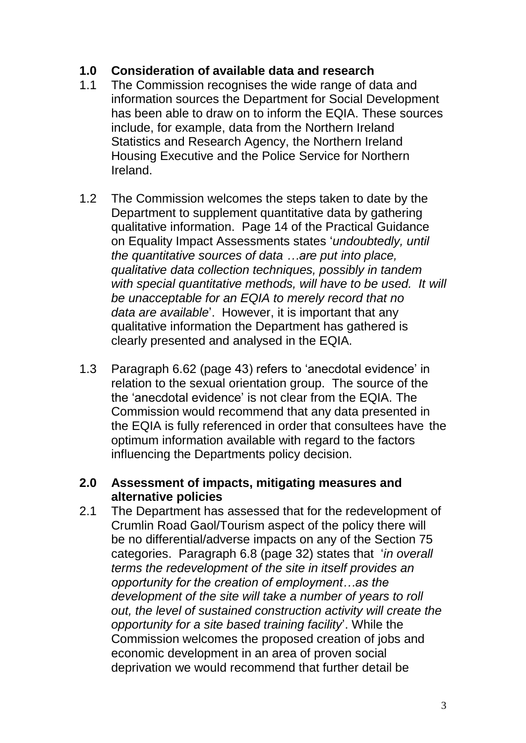## 1.0 Consideration of available data and research

1.1 The Commission recognises the wide range of data and information sources the Department for Social Development has been able to draw on to inform the EQIA. These sources include, for example, data from the Northern Ireland Statistics and Research Agency, the Northern Ireland Housing Executive and the Police Service for Northern Ireland.

1.2 The Commission welcomes the steps taken to date by the Department to supplement quantitative data by gathering qualitative information. Page 14 of the Practical Guidance on Equality Impact Assessments states '*undoubtedly, until the quantitative sources of data …are put into place, qualitative data collection techniques, possibly in tandem with special quantitative methods, will have to be used. It will be unacceptable for an EQIA to merely record that no data are available*'. However, it is important that any qualitative information the Department has gathered is clearly presented and analysed in the EQIA.

1.3 Paragraph 6.62 (page 43) refers to 'anecdotal evidence' in relation to the sexual orientation group. The source of the the 'anecdotal evidence' is not clear from the EQIA. The Commission would recommend that any data presented in the EQIA is fully referenced in order that consultees have the optimum information available with regard to the factors influencing the Departments policy decision.

## 2.0 Assessment of impacts, mitigating measures and alternative policies

2.1 The Department has assessed that for the redevelopment of Crumlin Road Gaol/Tourism aspect of the policy there will be no differential/adverse impacts on any of the Section 75 categories. Paragraph 6.8 (page 32) states that '*in overall terms the redevelopment of the site in itself provides an opportunity for the creation of employment…as the development of the site will take a number of years to roll out, the level of sustained construction activity will create the opportunity for a site based training facility*'. While the Commission welcomes the proposed creation of jobs and economic development in an area of proven social deprivation we would recommend that further detail be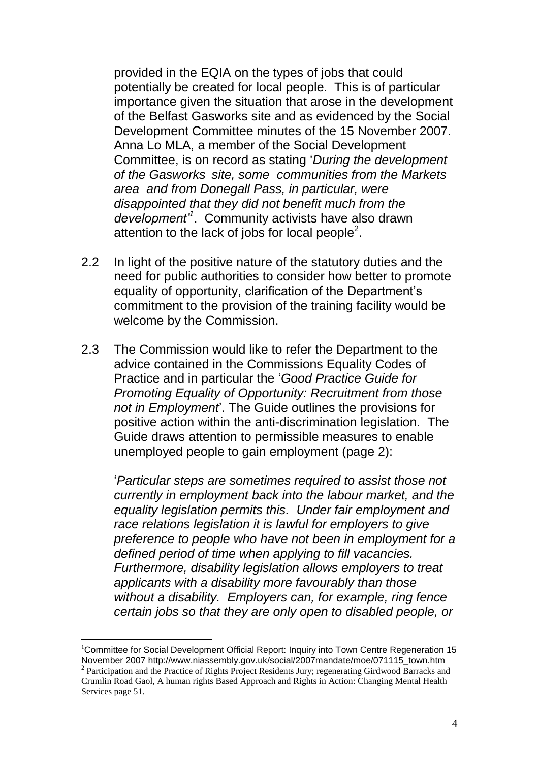provided in the EQIA on the types of jobs that could potentially be created for local people. This is of particular importance given the situation that arose in the development of the Belfast Gasworks site and as evidenced by the Social Development Committee minutes of the 15 November 2007. Anna Lo MLA, a member of the Social Development Committee, is on record as stating '*During the development of the Gasworks site, some communities from the Markets area and from Donegall Pass, in particular, were disappointed that they did not benefit much from the development*'[1]. Community activists have also drawn attention to the lack of jobs for local people[2].

2.2 In light of the positive nature of the statutory duties and the need for public authorities to consider how better to promote equality of opportunity, clarification of the Department's commitment to the provision of the training facility would be welcome by the Commission.

2.3 The Commission would like to refer the Department to the advice contained in the Commissions Equality Codes of Practice and in particular the '*Good Practice Guide for Promoting Equality of Opportunity: Recruitment from those not in Employment*'. The Guide outlines the provisions for positive action within the anti-discrimination legislation. The Guide draws attention to permissible measures to enable unemployed people to gain employment (page 2):

'*Particular steps are sometimes required to assist those not currently in employment back into the labour market, and the equality legislation permits this. Under fair employment and race relations legislation it is lawful for employers to give preference to people who have not been in employment for a defined period of time when applying to fill vacancies. Furthermore, disability legislation allows employers to treat applicants with a disability more favourably than those without a disability. Employers can, for example, ring fence certain jobs so that they are only open to disabled people, or*

---

[1] Committee for Social Development Official Report: Inquiry into Town Centre Regeneration 15 November 2007 http://www.niassembly.gov.uk/social/2007mandate/moe/071115_town.htm

[2] Participation and the Practice of Rights Project Residents Jury; regenerating Girdwood Barracks and Crumlin Road Gaol, A human rights Based Approach and Rights in Action: Changing Mental Health Services page 51.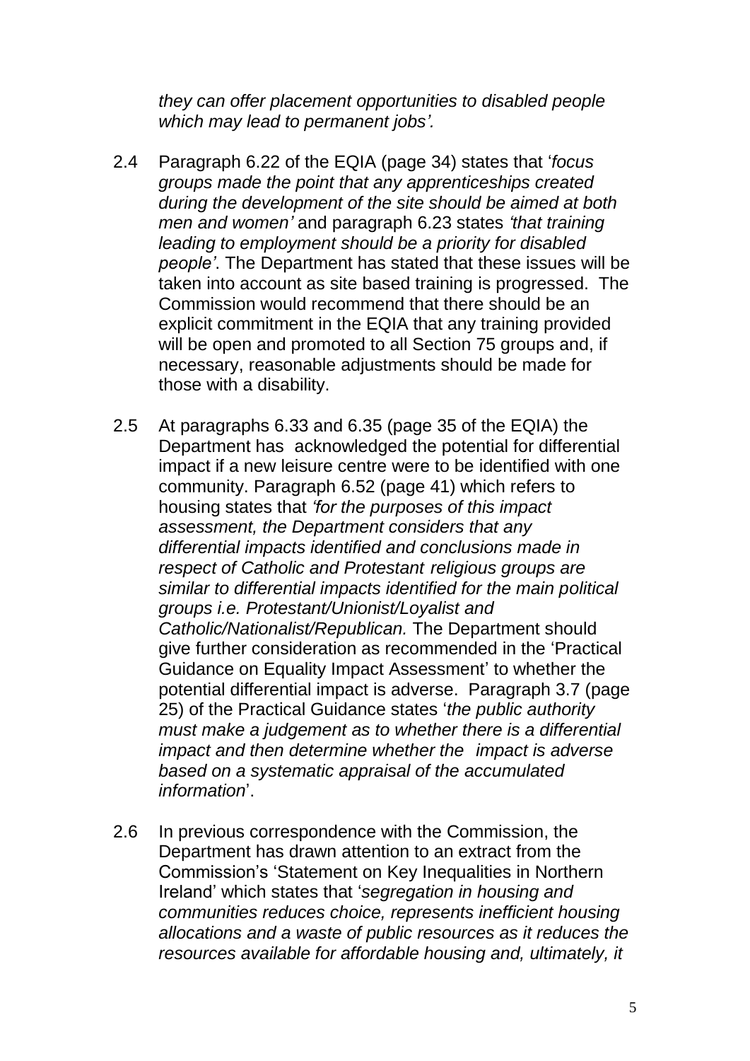*they can offer placement opportunities to disabled people which may lead to permanent jobs'.*

2.4 Paragraph 6.22 of the EQIA (page 34) states that '*focus groups made the point that any apprenticeships created during the development of the site should be aimed at both men and women'* and paragraph 6.23 states *'that training leading to employment should be a priority for disabled people'*. The Department has stated that these issues will be taken into account as site based training is progressed. The Commission would recommend that there should be an explicit commitment in the EQIA that any training provided will be open and promoted to all Section 75 groups and, if necessary, reasonable adjustments should be made for those with a disability.

2.5 At paragraphs 6.33 and 6.35 (page 35 of the EQIA) the Department has acknowledged the potential for differential impact if a new leisure centre were to be identified with one community. Paragraph 6.52 (page 41) which refers to housing states that *'for the purposes of this impact assessment, the Department considers that any differential impacts identified and conclusions made in respect of Catholic and Protestant religious groups are similar to differential impacts identified for the main political groups i.e. Protestant/Unionist/Loyalist and Catholic/Nationalist/Republican.* The Department should give further consideration as recommended in the 'Practical Guidance on Equality Impact Assessment' to whether the potential differential impact is adverse. Paragraph 3.7 (page 25) of the Practical Guidance states '*the public authority must make a judgement as to whether there is a differential impact and then determine whether the impact is adverse based on a systematic appraisal of the accumulated information*'.

2.6 In previous correspondence with the Commission, the Department has drawn attention to an extract from the Commission's 'Statement on Key Inequalities in Northern Ireland' which states that '*segregation in housing and communities reduces choice, represents inefficient housing allocations and a waste of public resources as it reduces the resources available for affordable housing and, ultimately, it*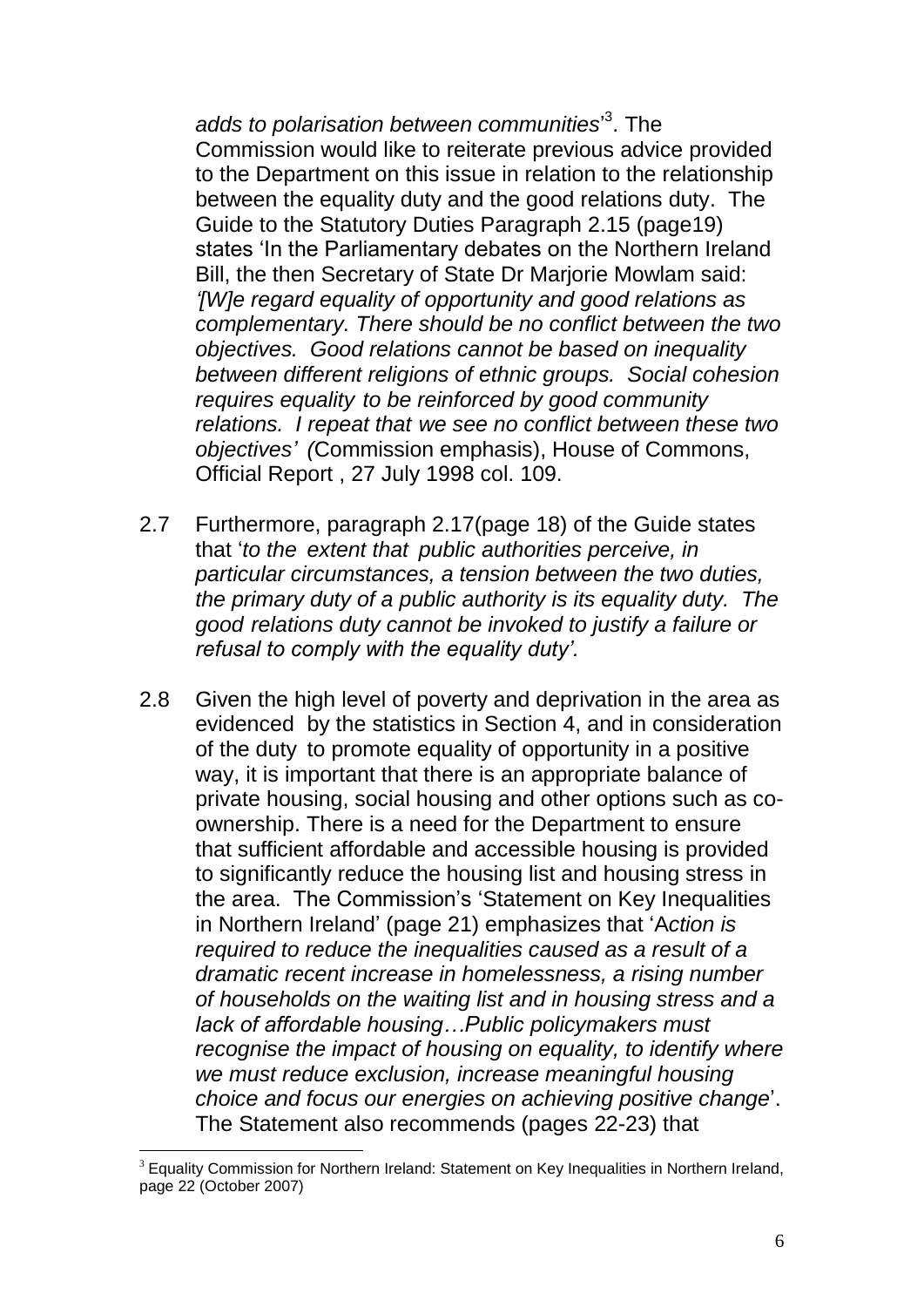*adds to polarisation between communities*'[3]. The Commission would like to reiterate previous advice provided to the Department on this issue in relation to the relationship between the equality duty and the good relations duty. The Guide to the Statutory Duties Paragraph 2.15 (page19) states 'In the Parliamentary debates on the Northern Ireland Bill, the then Secretary of State Dr Marjorie Mowlam said: *'[W]e regard equality of opportunity and good relations as complementary. There should be no conflict between the two objectives. Good relations cannot be based on inequality between different religions of ethnic groups. Social cohesion requires equality to be reinforced by good community relations. I repeat that we see no conflict between these two objectives' (*Commission emphasis), House of Commons, Official Report , 27 July 1998 col. 109.

2.7 Furthermore, paragraph 2.17(page 18) of the Guide states that '*to the extent that public authorities perceive, in particular circumstances, a tension between the two duties, the primary duty of a public authority is its equality duty. The good relations duty cannot be invoked to justify a failure or refusal to comply with the equality duty'.*

2.8 Given the high level of poverty and deprivation in the area as evidenced by the statistics in Section 4, and in consideration of the duty to promote equality of opportunity in a positive way, it is important that there is an appropriate balance of private housing, social housing and other options such as co-ownership. There is a need for the Department to ensure that sufficient affordable and accessible housing is provided to significantly reduce the housing list and housing stress in the area. The Commission's 'Statement on Key Inequalities in Northern Ireland' (page 21) emphasizes that 'A*ction is required to reduce the inequalities caused as a result of a dramatic recent increase in homelessness, a rising number of households on the waiting list and in housing stress and a lack of affordable housing…Public policymakers must recognise the impact of housing on equality, to identify where we must reduce exclusion, increase meaningful housing choice and focus our energies on achieving positive change*'. The Statement also recommends (pages 22-23) that

[3] Equality Commission for Northern Ireland: Statement on Key Inequalities in Northern Ireland, page 22 (October 2007)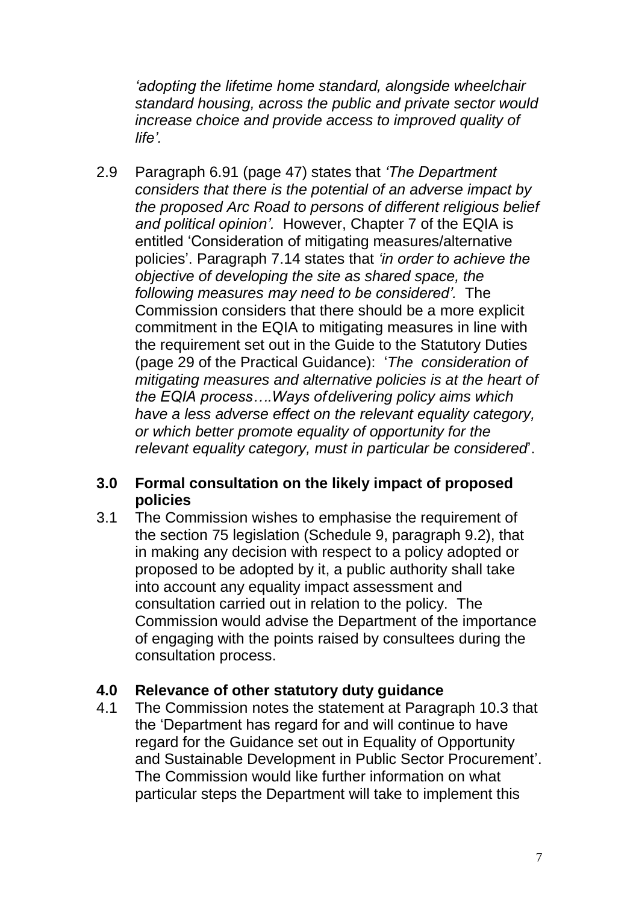*'adopting the lifetime home standard, alongside wheelchair standard housing, across the public and private sector would increase choice and provide access to improved quality of life'.*

2.9 Paragraph 6.91 (page 47) states that *'The Department considers that there is the potential of an adverse impact by the proposed Arc Road to persons of different religious belief and political opinion'.* However, Chapter 7 of the EQIA is entitled 'Consideration of mitigating measures/alternative policies'. Paragraph 7.14 states that *'in order to achieve the objective of developing the site as shared space, the following measures may need to be considered'.* The Commission considers that there should be a more explicit commitment in the EQIA to mitigating measures in line with the requirement set out in the Guide to the Statutory Duties (page 29 of the Practical Guidance): '*The consideration of mitigating measures and alternative policies is at the heart of the EQIA process….Ways of delivering policy aims which have a less adverse effect on the relevant equality category, or which better promote equality of opportunity for the relevant equality category, must in particular be considered*'.

## 3.0 Formal consultation on the likely impact of proposed policies

3.1 The Commission wishes to emphasise the requirement of the section 75 legislation (Schedule 9, paragraph 9.2), that in making any decision with respect to a policy adopted or proposed to be adopted by it, a public authority shall take into account any equality impact assessment and consultation carried out in relation to the policy. The Commission would advise the Department of the importance of engaging with the points raised by consultees during the consultation process.

## 4.0 Relevance of other statutory duty guidance

4.1 The Commission notes the statement at Paragraph 10.3 that the 'Department has regard for and will continue to have regard for the Guidance set out in Equality of Opportunity and Sustainable Development in Public Sector Procurement'. The Commission would like further information on what particular steps the Department will take to implement this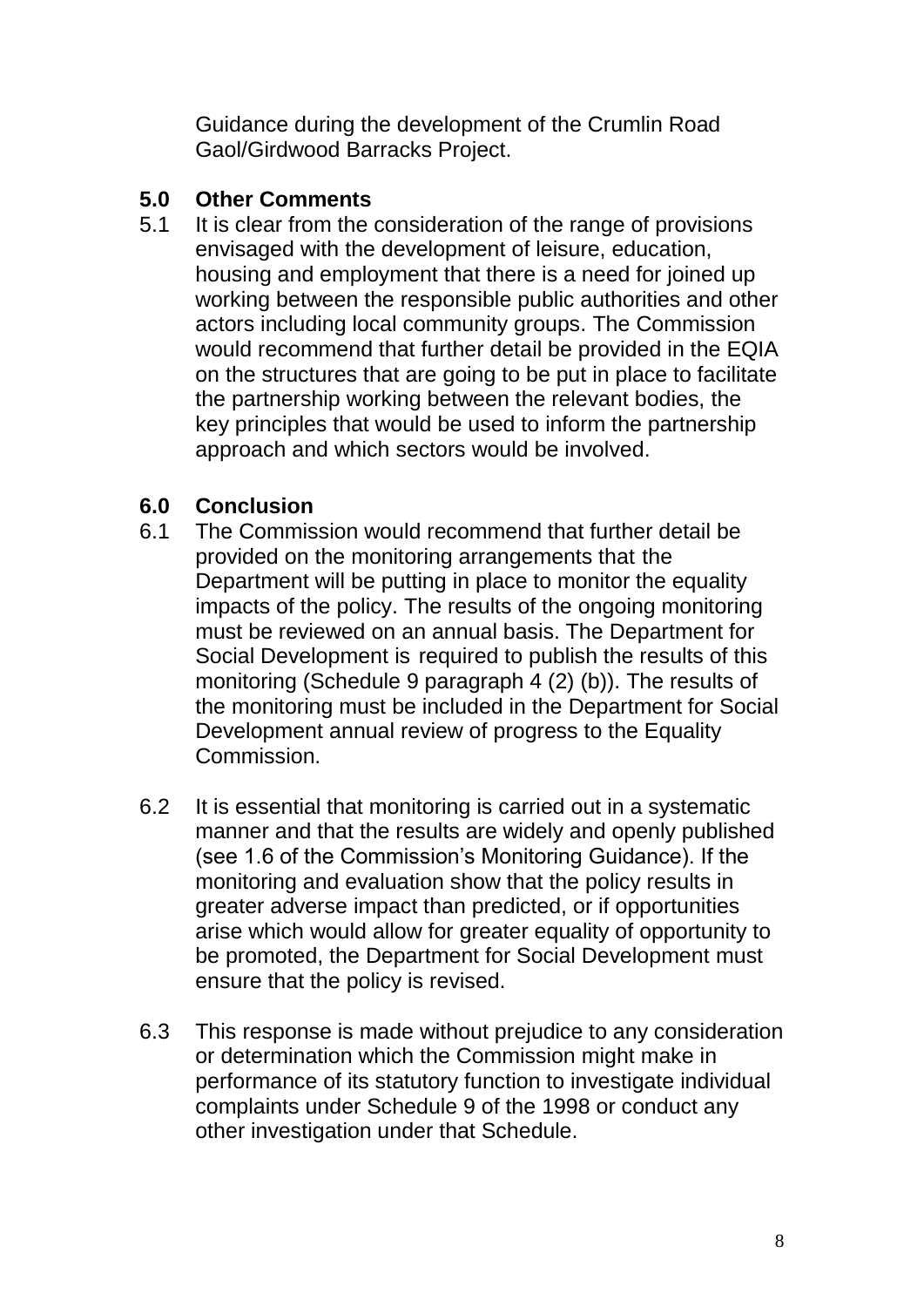Guidance during the development of the Crumlin Road Gaol/Girdwood Barracks Project.

## 5.0 Other Comments

5.1 It is clear from the consideration of the range of provisions envisaged with the development of leisure, education, housing and employment that there is a need for joined up working between the responsible public authorities and other actors including local community groups. The Commission would recommend that further detail be provided in the EQIA on the structures that are going to be put in place to facilitate the partnership working between the relevant bodies, the key principles that would be used to inform the partnership approach and which sectors would be involved.

## 6.0 Conclusion

6.1 The Commission would recommend that further detail be provided on the monitoring arrangements that the Department will be putting in place to monitor the equality impacts of the policy. The results of the ongoing monitoring must be reviewed on an annual basis. The Department for Social Development is required to publish the results of this monitoring (Schedule 9 paragraph 4 (2) (b)). The results of the monitoring must be included in the Department for Social Development annual review of progress to the Equality Commission.

6.2 It is essential that monitoring is carried out in a systematic manner and that the results are widely and openly published (see 1.6 of the Commission's Monitoring Guidance). If the monitoring and evaluation show that the policy results in greater adverse impact than predicted, or if opportunities arise which would allow for greater equality of opportunity to be promoted, the Department for Social Development must ensure that the policy is revised.

6.3 This response is made without prejudice to any consideration or determination which the Commission might make in performance of its statutory function to investigate individual complaints under Schedule 9 of the 1998 or conduct any other investigation under that Schedule.